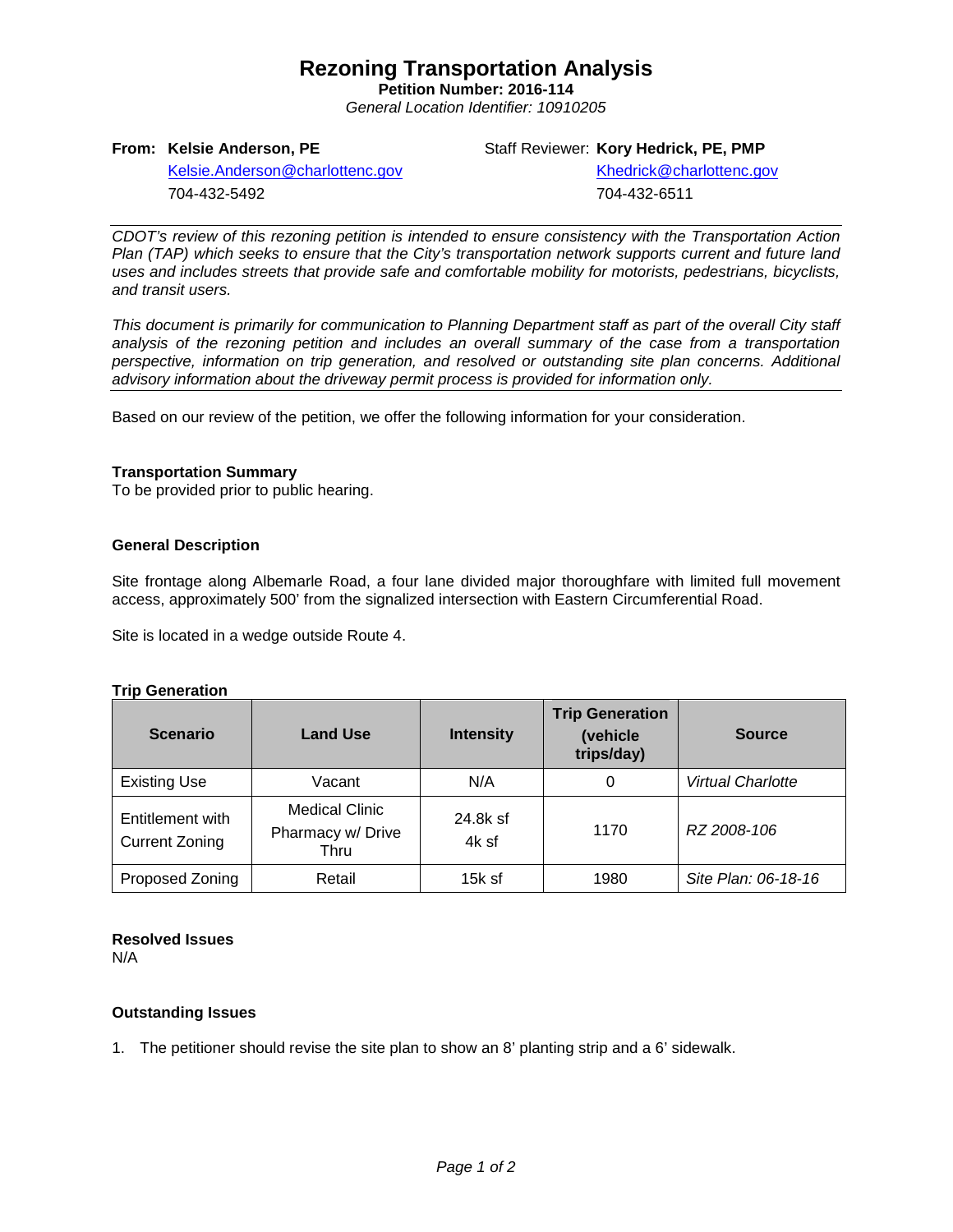# Rezoning Transportation Analysis

**Petition Number: 2016-114**

*General Location Identifier: 10910205*

**From: Kelsie Anderson, PE**
Kelsie.Anderson@charlottenc.gov
704-432-5492

Staff Reviewer: **Kory Hedrick, PE, PMP**
Khedrick@charlottenc.gov
704-432-6511

---

*CDOT's review of this rezoning petition is intended to ensure consistency with the Transportation Action Plan (TAP) which seeks to ensure that the City's transportation network supports current and future land uses and includes streets that provide safe and comfortable mobility for motorists, pedestrians, bicyclists, and transit users.*

*This document is primarily for communication to Planning Department staff as part of the overall City staff analysis of the rezoning petition and includes an overall summary of the case from a transportation perspective, information on trip generation, and resolved or outstanding site plan concerns. Additional advisory information about the driveway permit process is provided for information only.*

---

Based on our review of the petition, we offer the following information for your consideration.

**Transportation Summary**

To be provided prior to public hearing.

**General Description**

Site frontage along Albemarle Road, a four lane divided major thoroughfare with limited full movement access, approximately 500' from the signalized intersection with Eastern Circumferential Road.

Site is located in a wedge outside Route 4.

**Trip Generation**

| Scenario | Land Use | Intensity | Trip Generation (vehicle trips/day) | Source |
|---|---|---|---|---|
| Existing Use | Vacant | N/A | 0 | *Virtual Charlotte* |
| Entitlement with Current Zoning | Medical Clinic<br>Pharmacy w/ Drive Thru | 24.8k sf<br>4k sf | 1170 | *RZ 2008-106* |
| Proposed Zoning | Retail | 15k sf | 1980 | *Site Plan: 06-18-16* |

**Resolved Issues**

N/A

**Outstanding Issues**

1. The petitioner should revise the site plan to show an 8' planting strip and a 6' sidewalk.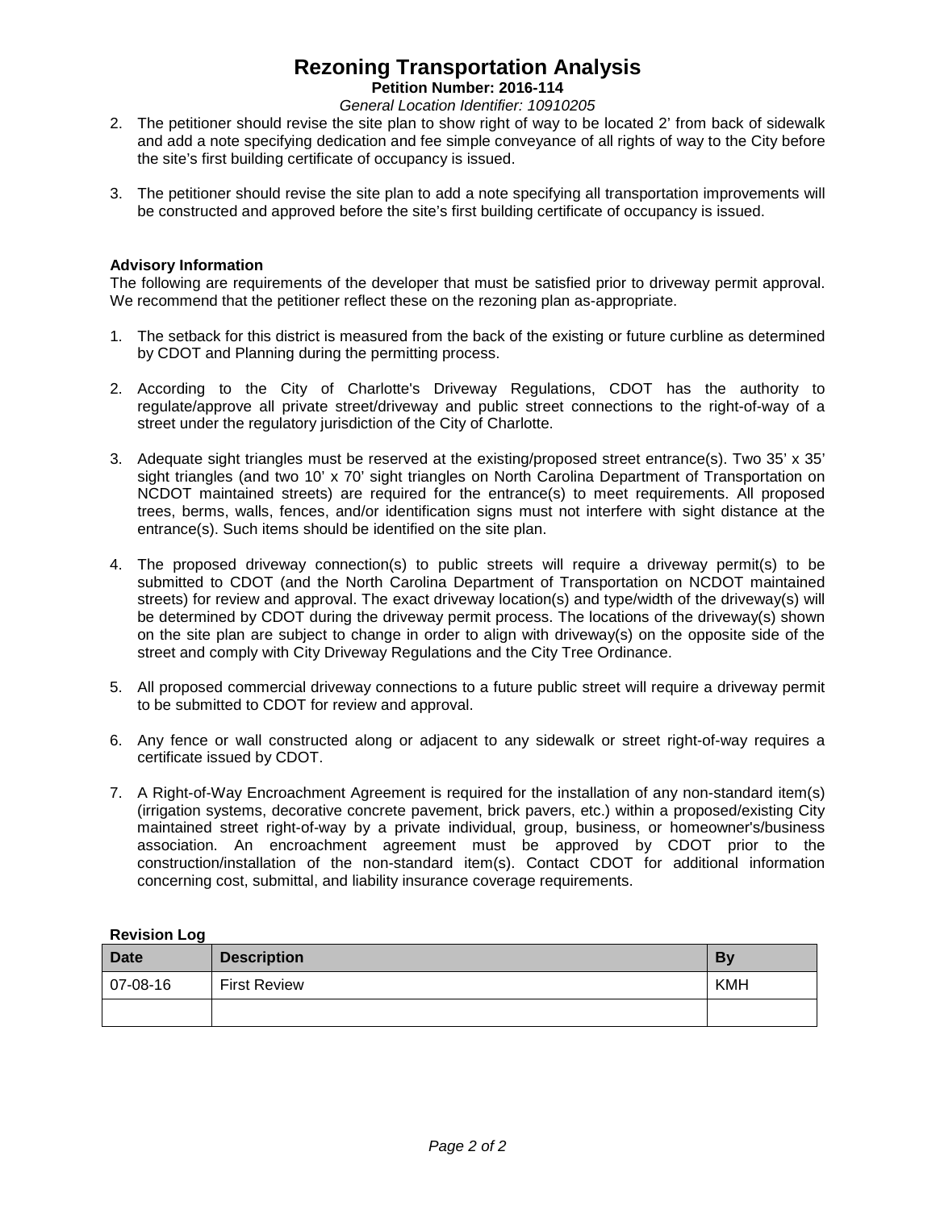2. The petitioner should revise the site plan to show right of way to be located 2' from back of sidewalk and add a note specifying dedication and fee simple conveyance of all rights of way to the City before the site's first building certificate of occupancy is issued.

3. The petitioner should revise the site plan to add a note specifying all transportation improvements will be constructed and approved before the site's first building certificate of occupancy is issued.

**Advisory Information**

The following are requirements of the developer that must be satisfied prior to driveway permit approval. We recommend that the petitioner reflect these on the rezoning plan as-appropriate.

1. The setback for this district is measured from the back of the existing or future curbline as determined by CDOT and Planning during the permitting process.

2. According to the City of Charlotte's Driveway Regulations, CDOT has the authority to regulate/approve all private street/driveway and public street connections to the right-of-way of a street under the regulatory jurisdiction of the City of Charlotte.

3. Adequate sight triangles must be reserved at the existing/proposed street entrance(s). Two 35' x 35' sight triangles (and two 10' x 70' sight triangles on North Carolina Department of Transportation on NCDOT maintained streets) are required for the entrance(s) to meet requirements. All proposed trees, berms, walls, fences, and/or identification signs must not interfere with sight distance at the entrance(s). Such items should be identified on the site plan.

4. The proposed driveway connection(s) to public streets will require a driveway permit(s) to be submitted to CDOT (and the North Carolina Department of Transportation on NCDOT maintained streets) for review and approval. The exact driveway location(s) and type/width of the driveway(s) will be determined by CDOT during the driveway permit process. The locations of the driveway(s) shown on the site plan are subject to change in order to align with driveway(s) on the opposite side of the street and comply with City Driveway Regulations and the City Tree Ordinance.

5. All proposed commercial driveway connections to a future public street will require a driveway permit to be submitted to CDOT for review and approval.

6. Any fence or wall constructed along or adjacent to any sidewalk or street right-of-way requires a certificate issued by CDOT.

7. A Right-of-Way Encroachment Agreement is required for the installation of any non-standard item(s) (irrigation systems, decorative concrete pavement, brick pavers, etc.) within a proposed/existing City maintained street right-of-way by a private individual, group, business, or homeowner's/business association. An encroachment agreement must be approved by CDOT prior to the construction/installation of the non-standard item(s). Contact CDOT for additional information concerning cost, submittal, and liability insurance coverage requirements.

**Revision Log**

| Date | Description | By |
|---|---|---|
| 07-08-16 | First Review | KMH |
| | | |